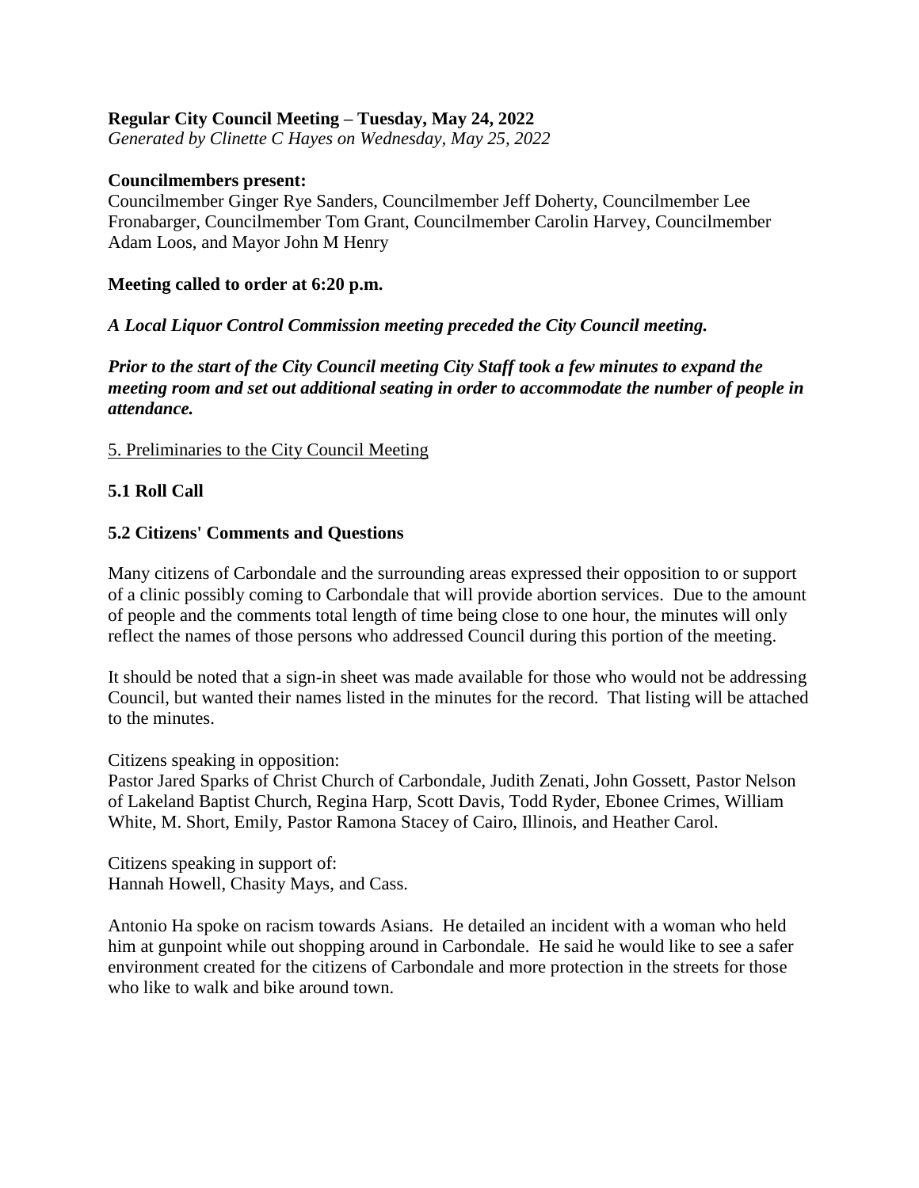**Regular City Council Meeting – Tuesday, May 24, 2022**
*Generated by Clinette C Hayes on Wednesday, May 25, 2022*

**Councilmembers present:**
Councilmember Ginger Rye Sanders, Councilmember Jeff Doherty, Councilmember Lee Fronabarger, Councilmember Tom Grant, Councilmember Carolin Harvey, Councilmember Adam Loos, and Mayor John M Henry

**Meeting called to order at 6:20 p.m.**

***A Local Liquor Control Commission meeting preceded the City Council meeting.***

***Prior to the start of the City Council meeting City Staff took a few minutes to expand the meeting room and set out additional seating in order to accommodate the number of people in attendance.***

5. Preliminaries to the City Council Meeting

**5.1 Roll Call**

**5.2 Citizens' Comments and Questions**

Many citizens of Carbondale and the surrounding areas expressed their opposition to or support of a clinic possibly coming to Carbondale that will provide abortion services. Due to the amount of people and the comments total length of time being close to one hour, the minutes will only reflect the names of those persons who addressed Council during this portion of the meeting.

It should be noted that a sign-in sheet was made available for those who would not be addressing Council, but wanted their names listed in the minutes for the record. That listing will be attached to the minutes.

Citizens speaking in opposition:
Pastor Jared Sparks of Christ Church of Carbondale, Judith Zenati, John Gossett, Pastor Nelson of Lakeland Baptist Church, Regina Harp, Scott Davis, Todd Ryder, Ebonee Crimes, William White, M. Short, Emily, Pastor Ramona Stacey of Cairo, Illinois, and Heather Carol.

Citizens speaking in support of:
Hannah Howell, Chasity Mays, and Cass.

Antonio Ha spoke on racism towards Asians. He detailed an incident with a woman who held him at gunpoint while out shopping around in Carbondale. He said he would like to see a safer environment created for the citizens of Carbondale and more protection in the streets for those who like to walk and bike around town.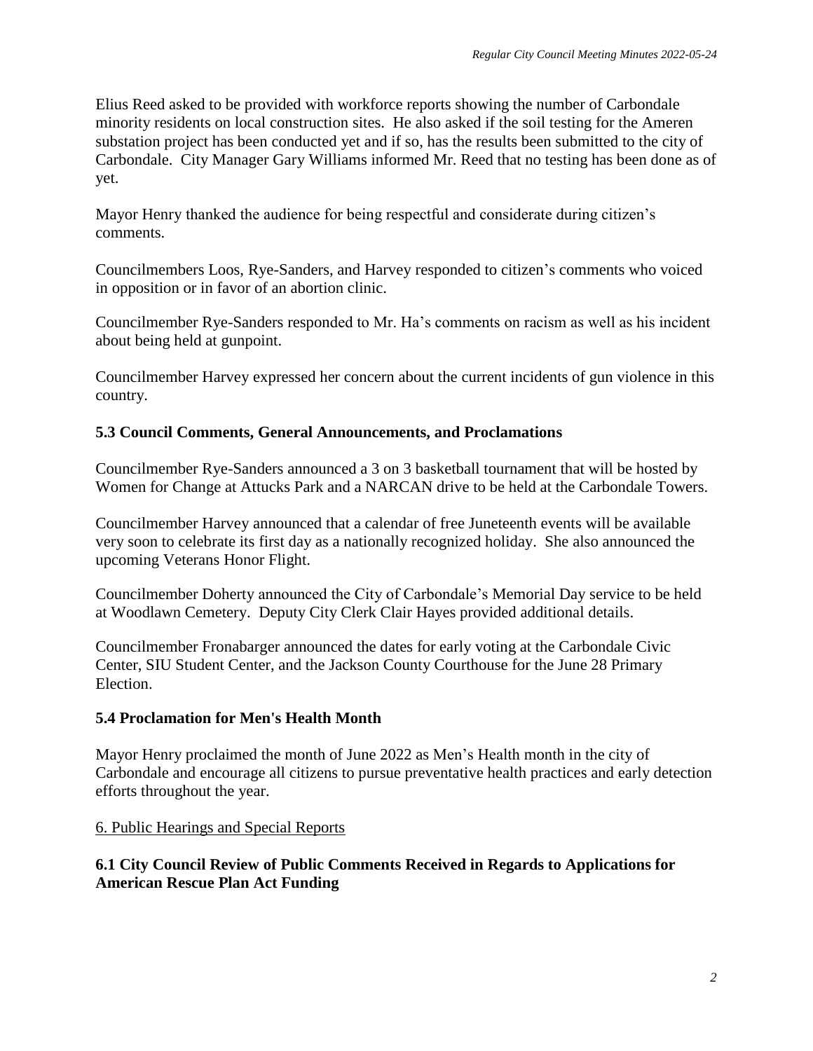Elius Reed asked to be provided with workforce reports showing the number of Carbondale minority residents on local construction sites. He also asked if the soil testing for the Ameren substation project has been conducted yet and if so, has the results been submitted to the city of Carbondale. City Manager Gary Williams informed Mr. Reed that no testing has been done as of yet.

Mayor Henry thanked the audience for being respectful and considerate during citizen's comments.

Councilmembers Loos, Rye-Sanders, and Harvey responded to citizen's comments who voiced in opposition or in favor of an abortion clinic.

Councilmember Rye-Sanders responded to Mr. Ha's comments on racism as well as his incident about being held at gunpoint.

Councilmember Harvey expressed her concern about the current incidents of gun violence in this country.

### 5.3 Council Comments, General Announcements, and Proclamations

Councilmember Rye-Sanders announced a 3 on 3 basketball tournament that will be hosted by Women for Change at Attucks Park and a NARCAN drive to be held at the Carbondale Towers.

Councilmember Harvey announced that a calendar of free Juneteenth events will be available very soon to celebrate its first day as a nationally recognized holiday. She also announced the upcoming Veterans Honor Flight.

Councilmember Doherty announced the City of Carbondale's Memorial Day service to be held at Woodlawn Cemetery. Deputy City Clerk Clair Hayes provided additional details.

Councilmember Fronabarger announced the dates for early voting at the Carbondale Civic Center, SIU Student Center, and the Jackson County Courthouse for the June 28 Primary Election.

### 5.4 Proclamation for Men's Health Month

Mayor Henry proclaimed the month of June 2022 as Men's Health month in the city of Carbondale and encourage all citizens to pursue preventative health practices and early detection efforts throughout the year.

## 6. Public Hearings and Special Reports

### 6.1 City Council Review of Public Comments Received in Regards to Applications for American Rescue Plan Act Funding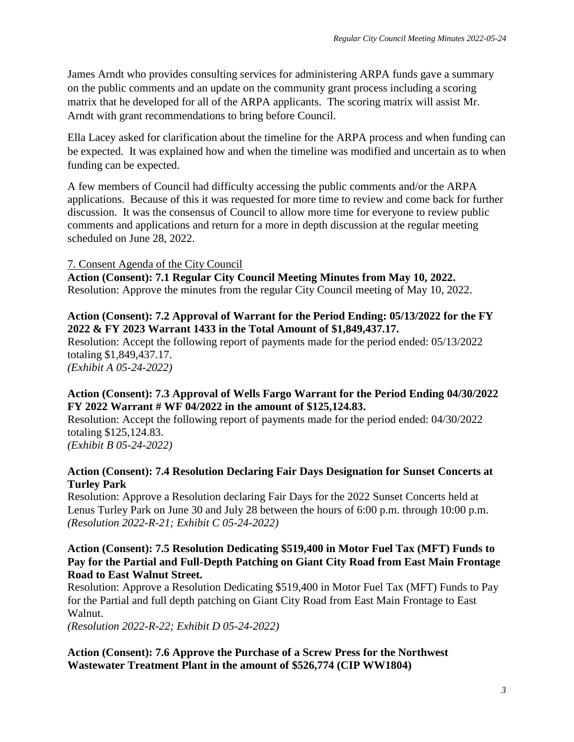James Arndt who provides consulting services for administering ARPA funds gave a summary on the public comments and an update on the community grant process including a scoring matrix that he developed for all of the ARPA applicants. The scoring matrix will assist Mr. Arndt with grant recommendations to bring before Council.

Ella Lacey asked for clarification about the timeline for the ARPA process and when funding can be expected. It was explained how and when the timeline was modified and uncertain as to when funding can be expected.

A few members of Council had difficulty accessing the public comments and/or the ARPA applications. Because of this it was requested for more time to review and come back for further discussion. It was the consensus of Council to allow more time for everyone to review public comments and applications and return for a more in depth discussion at the regular meeting scheduled on June 28, 2022.

7. Consent Agenda of the City Council

**Action (Consent): 7.1 Regular City Council Meeting Minutes from May 10, 2022.**
Resolution: Approve the minutes from the regular City Council meeting of May 10, 2022.

**Action (Consent): 7.2 Approval of Warrant for the Period Ending: 05/13/2022 for the FY 2022 & FY 2023 Warrant 1433 in the Total Amount of $1,849,437.17.**
Resolution: Accept the following report of payments made for the period ended: 05/13/2022 totaling $1,849,437.17.
*(Exhibit A 05-24-2022)*

**Action (Consent): 7.3 Approval of Wells Fargo Warrant for the Period Ending 04/30/2022 FY 2022 Warrant # WF 04/2022 in the amount of $125,124.83.**
Resolution: Accept the following report of payments made for the period ended: 04/30/2022 totaling $125,124.83.
*(Exhibit B 05-24-2022)*

**Action (Consent): 7.4 Resolution Declaring Fair Days Designation for Sunset Concerts at Turley Park**
Resolution: Approve a Resolution declaring Fair Days for the 2022 Sunset Concerts held at Lenus Turley Park on June 30 and July 28 between the hours of 6:00 p.m. through 10:00 p.m.
*(Resolution 2022-R-21; Exhibit C 05-24-2022)*

**Action (Consent): 7.5 Resolution Dedicating $519,400 in Motor Fuel Tax (MFT) Funds to Pay for the Partial and Full-Depth Patching on Giant City Road from East Main Frontage Road to East Walnut Street.**
Resolution: Approve a Resolution Dedicating $519,400 in Motor Fuel Tax (MFT) Funds to Pay for the Partial and full depth patching on Giant City Road from East Main Frontage to East Walnut.
*(Resolution 2022-R-22; Exhibit D 05-24-2022)*

**Action (Consent): 7.6 Approve the Purchase of a Screw Press for the Northwest Wastewater Treatment Plant in the amount of $526,774 (CIP WW1804)**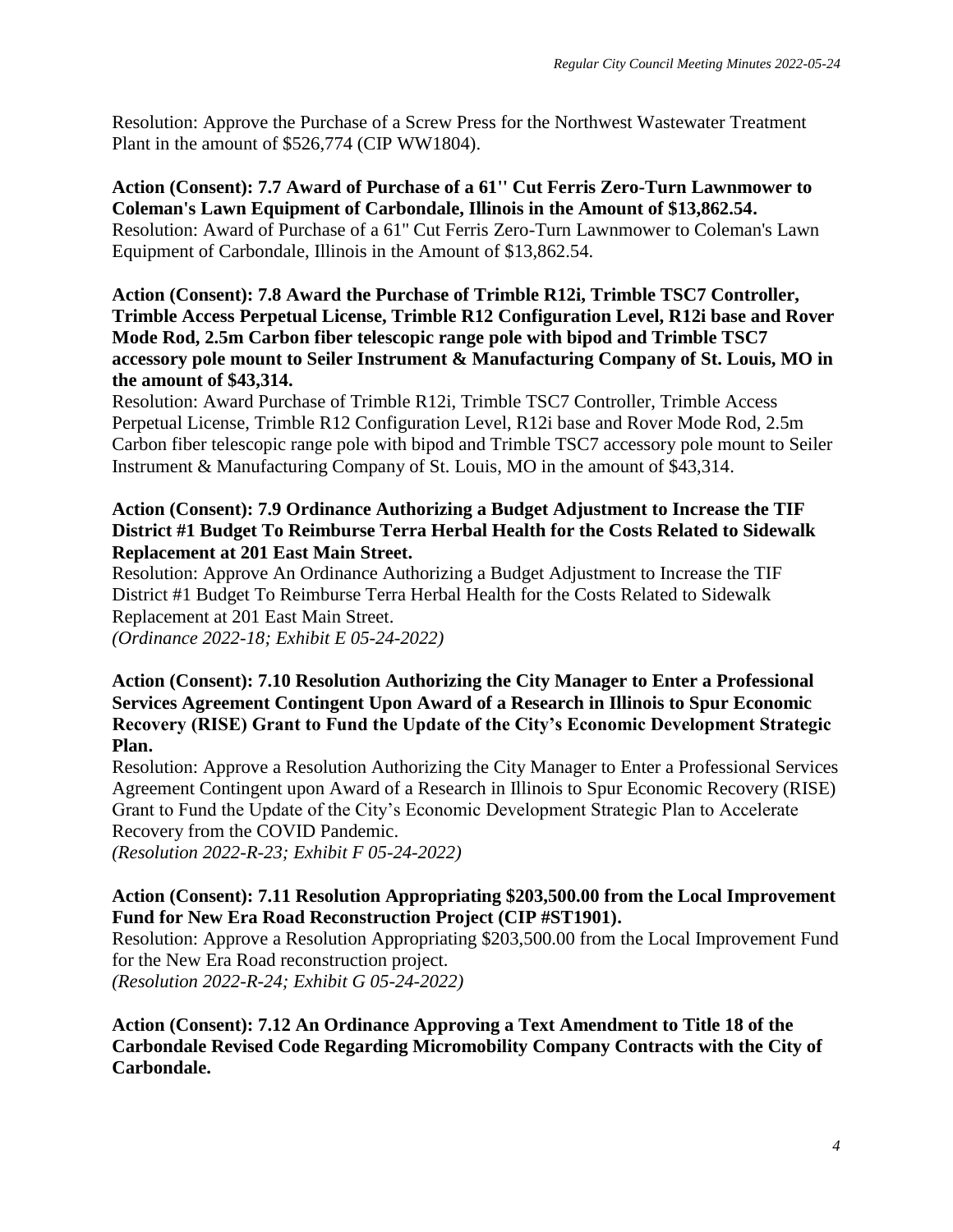Resolution: Approve the Purchase of a Screw Press for the Northwest Wastewater Treatment Plant in the amount of $526,774 (CIP WW1804).

**Action (Consent): 7.7 Award of Purchase of a 61'' Cut Ferris Zero-Turn Lawnmower to Coleman's Lawn Equipment of Carbondale, Illinois in the Amount of $13,862.54.**
Resolution: Award of Purchase of a 61" Cut Ferris Zero-Turn Lawnmower to Coleman's Lawn Equipment of Carbondale, Illinois in the Amount of $13,862.54.

**Action (Consent): 7.8 Award the Purchase of Trimble R12i, Trimble TSC7 Controller, Trimble Access Perpetual License, Trimble R12 Configuration Level, R12i base and Rover Mode Rod, 2.5m Carbon fiber telescopic range pole with bipod and Trimble TSC7 accessory pole mount to Seiler Instrument & Manufacturing Company of St. Louis, MO in the amount of $43,314.**
Resolution: Award Purchase of Trimble R12i, Trimble TSC7 Controller, Trimble Access Perpetual License, Trimble R12 Configuration Level, R12i base and Rover Mode Rod, 2.5m Carbon fiber telescopic range pole with bipod and Trimble TSC7 accessory pole mount to Seiler Instrument & Manufacturing Company of St. Louis, MO in the amount of $43,314.

**Action (Consent): 7.9 Ordinance Authorizing a Budget Adjustment to Increase the TIF District #1 Budget To Reimburse Terra Herbal Health for the Costs Related to Sidewalk Replacement at 201 East Main Street.**
Resolution: Approve An Ordinance Authorizing a Budget Adjustment to Increase the TIF District #1 Budget To Reimburse Terra Herbal Health for the Costs Related to Sidewalk Replacement at 201 East Main Street.
*(Ordinance 2022-18; Exhibit E 05-24-2022)*

**Action (Consent): 7.10 Resolution Authorizing the City Manager to Enter a Professional Services Agreement Contingent Upon Award of a Research in Illinois to Spur Economic Recovery (RISE) Grant to Fund the Update of the City's Economic Development Strategic Plan.**
Resolution: Approve a Resolution Authorizing the City Manager to Enter a Professional Services Agreement Contingent upon Award of a Research in Illinois to Spur Economic Recovery (RISE) Grant to Fund the Update of the City's Economic Development Strategic Plan to Accelerate Recovery from the COVID Pandemic.
*(Resolution 2022-R-23; Exhibit F 05-24-2022)*

**Action (Consent): 7.11 Resolution Appropriating $203,500.00 from the Local Improvement Fund for New Era Road Reconstruction Project (CIP #ST1901).**
Resolution: Approve a Resolution Appropriating $203,500.00 from the Local Improvement Fund for the New Era Road reconstruction project.
*(Resolution 2022-R-24; Exhibit G 05-24-2022)*

**Action (Consent): 7.12 An Ordinance Approving a Text Amendment to Title 18 of the Carbondale Revised Code Regarding Micromobility Company Contracts with the City of Carbondale.**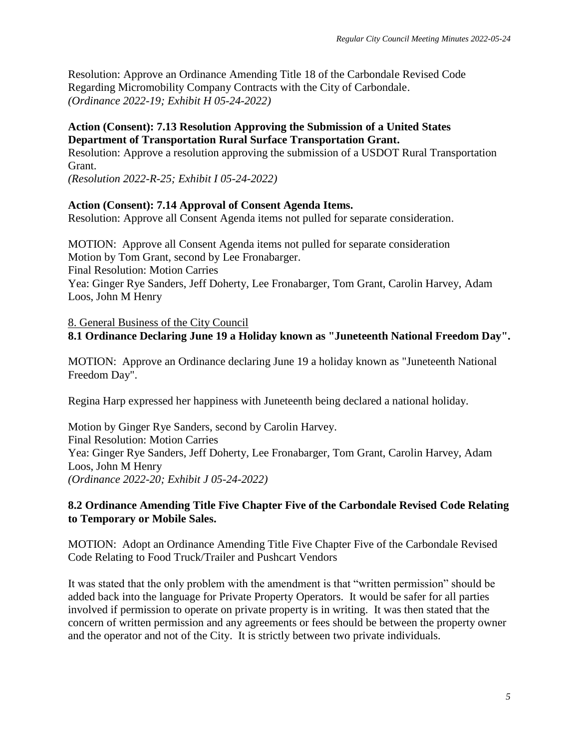Resolution: Approve an Ordinance Amending Title 18 of the Carbondale Revised Code Regarding Micromobility Company Contracts with the City of Carbondale.
*(Ordinance 2022-19; Exhibit H 05-24-2022)*

**Action (Consent): 7.13 Resolution Approving the Submission of a United States Department of Transportation Rural Surface Transportation Grant.**
Resolution: Approve a resolution approving the submission of a USDOT Rural Transportation Grant.
*(Resolution 2022-R-25; Exhibit I 05-24-2022)*

**Action (Consent): 7.14 Approval of Consent Agenda Items.**
Resolution: Approve all Consent Agenda items not pulled for separate consideration.

MOTION: Approve all Consent Agenda items not pulled for separate consideration
Motion by Tom Grant, second by Lee Fronabarger.
Final Resolution: Motion Carries
Yea: Ginger Rye Sanders, Jeff Doherty, Lee Fronabarger, Tom Grant, Carolin Harvey, Adam Loos, John M Henry

8. General Business of the City Council
**8.1 Ordinance Declaring June 19 a Holiday known as "Juneteenth National Freedom Day".**

MOTION: Approve an Ordinance declaring June 19 a holiday known as "Juneteenth National Freedom Day".

Regina Harp expressed her happiness with Juneteenth being declared a national holiday.

Motion by Ginger Rye Sanders, second by Carolin Harvey.
Final Resolution: Motion Carries
Yea: Ginger Rye Sanders, Jeff Doherty, Lee Fronabarger, Tom Grant, Carolin Harvey, Adam Loos, John M Henry
*(Ordinance 2022-20; Exhibit J 05-24-2022)*

**8.2 Ordinance Amending Title Five Chapter Five of the Carbondale Revised Code Relating to Temporary or Mobile Sales.**

MOTION: Adopt an Ordinance Amending Title Five Chapter Five of the Carbondale Revised Code Relating to Food Truck/Trailer and Pushcart Vendors

It was stated that the only problem with the amendment is that "written permission" should be added back into the language for Private Property Operators. It would be safer for all parties involved if permission to operate on private property is in writing. It was then stated that the concern of written permission and any agreements or fees should be between the property owner and the operator and not of the City. It is strictly between two private individuals.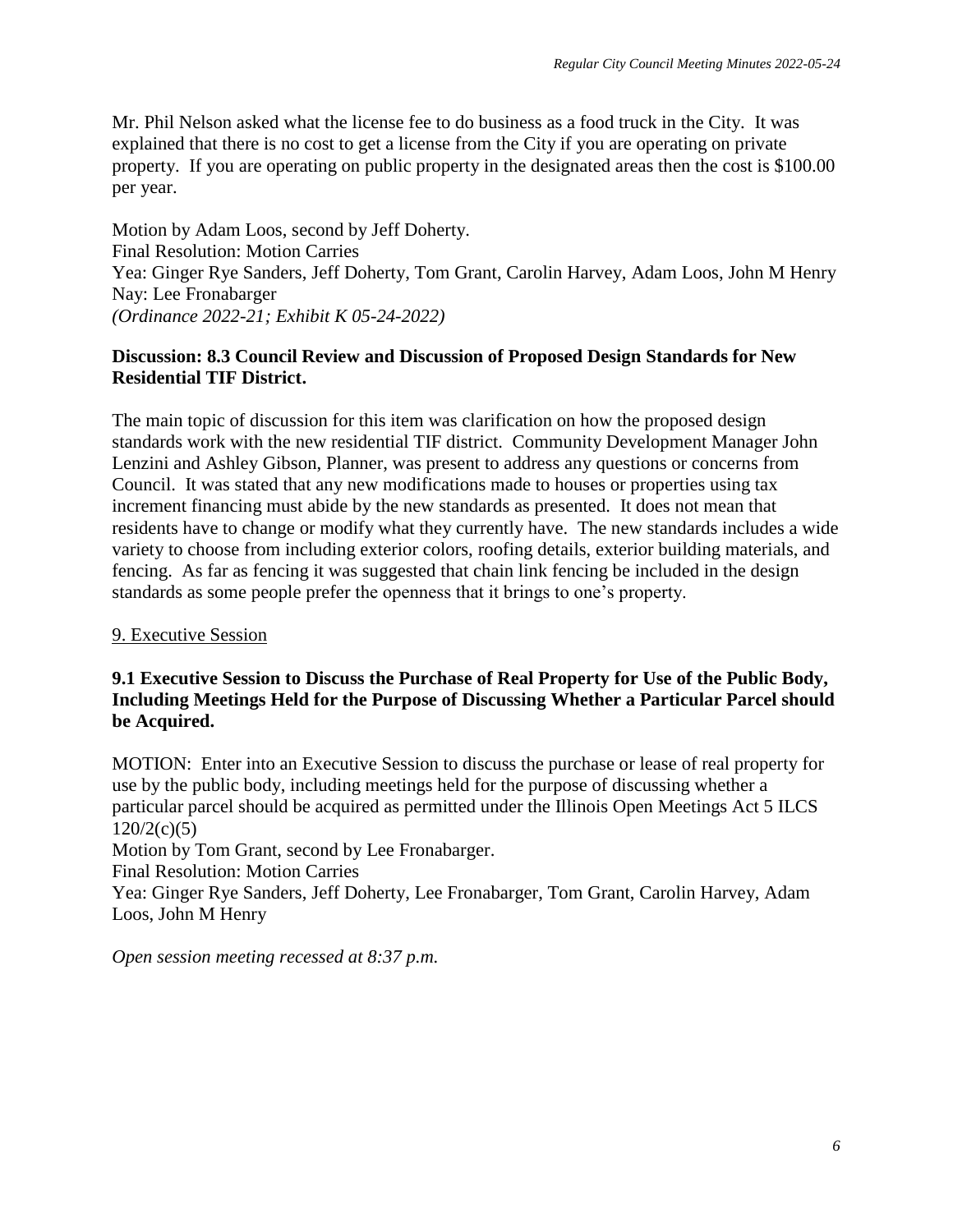Mr. Phil Nelson asked what the license fee to do business as a food truck in the City. It was explained that there is no cost to get a license from the City if you are operating on private property. If you are operating on public property in the designated areas then the cost is $100.00 per year.

Motion by Adam Loos, second by Jeff Doherty.
Final Resolution: Motion Carries
Yea: Ginger Rye Sanders, Jeff Doherty, Tom Grant, Carolin Harvey, Adam Loos, John M Henry
Nay: Lee Fronabarger
*(Ordinance 2022-21; Exhibit K 05-24-2022)*

**Discussion: 8.3 Council Review and Discussion of Proposed Design Standards for New Residential TIF District.**

The main topic of discussion for this item was clarification on how the proposed design standards work with the new residential TIF district. Community Development Manager John Lenzini and Ashley Gibson, Planner, was present to address any questions or concerns from Council. It was stated that any new modifications made to houses or properties using tax increment financing must abide by the new standards as presented. It does not mean that residents have to change or modify what they currently have. The new standards includes a wide variety to choose from including exterior colors, roofing details, exterior building materials, and fencing. As far as fencing it was suggested that chain link fencing be included in the design standards as some people prefer the openness that it brings to one's property.

9. Executive Session

**9.1 Executive Session to Discuss the Purchase of Real Property for Use of the Public Body, Including Meetings Held for the Purpose of Discussing Whether a Particular Parcel should be Acquired.**

MOTION: Enter into an Executive Session to discuss the purchase or lease of real property for use by the public body, including meetings held for the purpose of discussing whether a particular parcel should be acquired as permitted under the Illinois Open Meetings Act 5 ILCS 120/2(c)(5)
Motion by Tom Grant, second by Lee Fronabarger.
Final Resolution: Motion Carries
Yea: Ginger Rye Sanders, Jeff Doherty, Lee Fronabarger, Tom Grant, Carolin Harvey, Adam Loos, John M Henry

*Open session meeting recessed at 8:37 p.m.*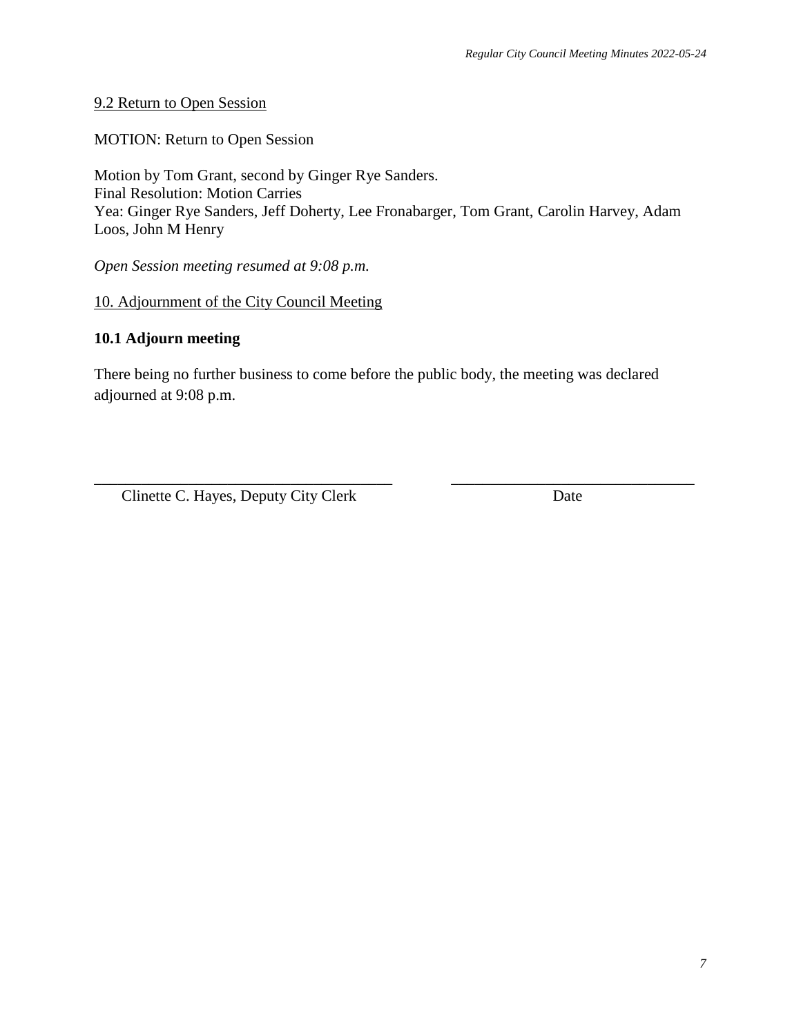9.2 Return to Open Session

MOTION: Return to Open Session

Motion by Tom Grant, second by Ginger Rye Sanders.
Final Resolution: Motion Carries
Yea: Ginger Rye Sanders, Jeff Doherty, Lee Fronabarger, Tom Grant, Carolin Harvey, Adam Loos, John M Henry

*Open Session meeting resumed at 9:08 p.m.*

10. Adjournment of the City Council Meeting

**10.1 Adjourn meeting**

There being no further business to come before the public body, the meeting was declared adjourned at 9:08 p.m.

_______________________________________ &nbsp;&nbsp;&nbsp;&nbsp;&nbsp;&nbsp;&nbsp;&nbsp;&nbsp;&nbsp; ________________________________
Clinette C. Hayes, Deputy City Clerk &nbsp;&nbsp;&nbsp;&nbsp;&nbsp;&nbsp;&nbsp;&nbsp;&nbsp;&nbsp; Date